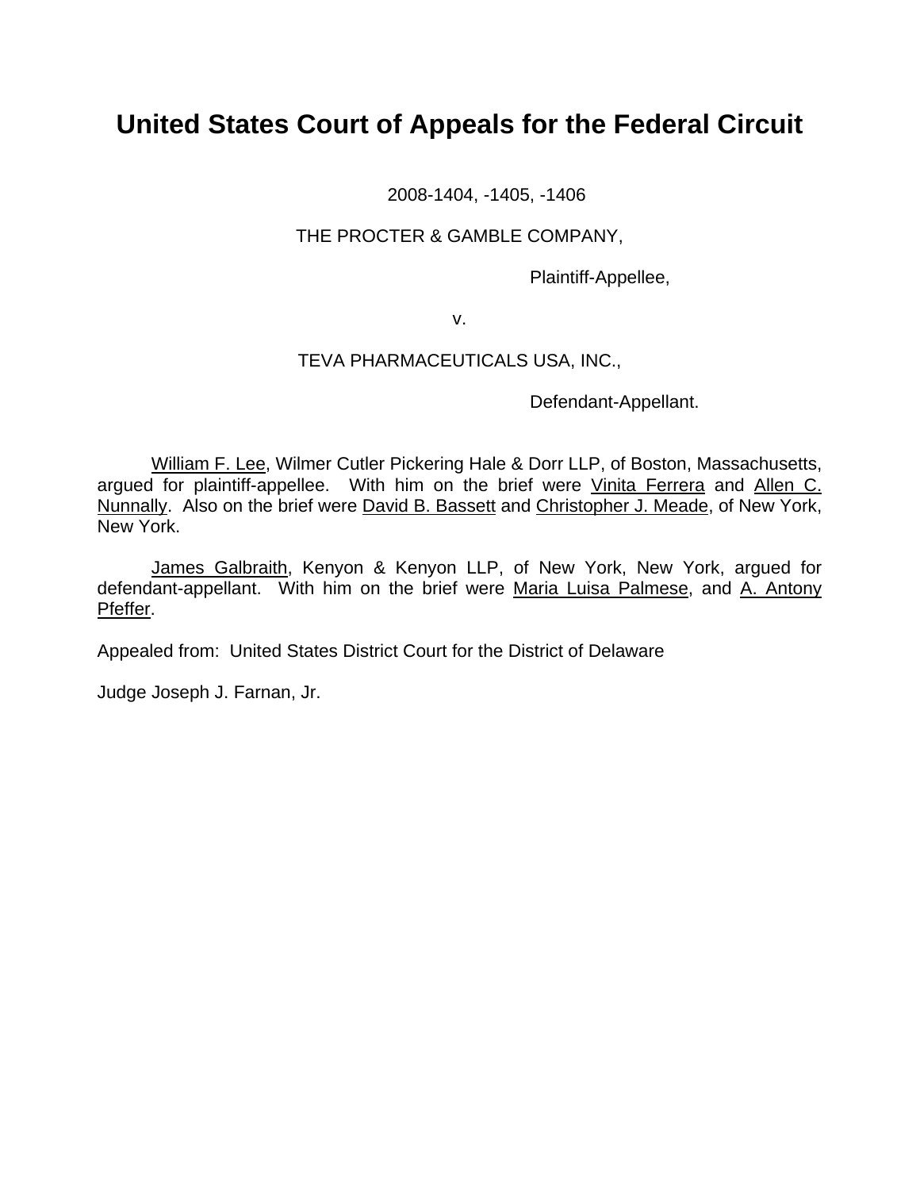# United States Court of Appeals for the Federal Circuit

2008-1404, -1405, -1406

THE PROCTER & GAMBLE COMPANY,

Plaintiff-Appellee,

v.

TEVA PHARMACEUTICALS USA, INC.,

Defendant-Appellant.

William F. Lee, Wilmer Cutler Pickering Hale & Dorr LLP, of Boston, Massachusetts, argued for plaintiff-appellee. With him on the brief were Vinita Ferrera and Allen C. Nunnally. Also on the brief were David B. Bassett and Christopher J. Meade, of New York, New York.

James Galbraith, Kenyon & Kenyon LLP, of New York, New York, argued for defendant-appellant. With him on the brief were Maria Luisa Palmese, and A. Antony Pfeffer.

Appealed from: United States District Court for the District of Delaware

Judge Joseph J. Farnan, Jr.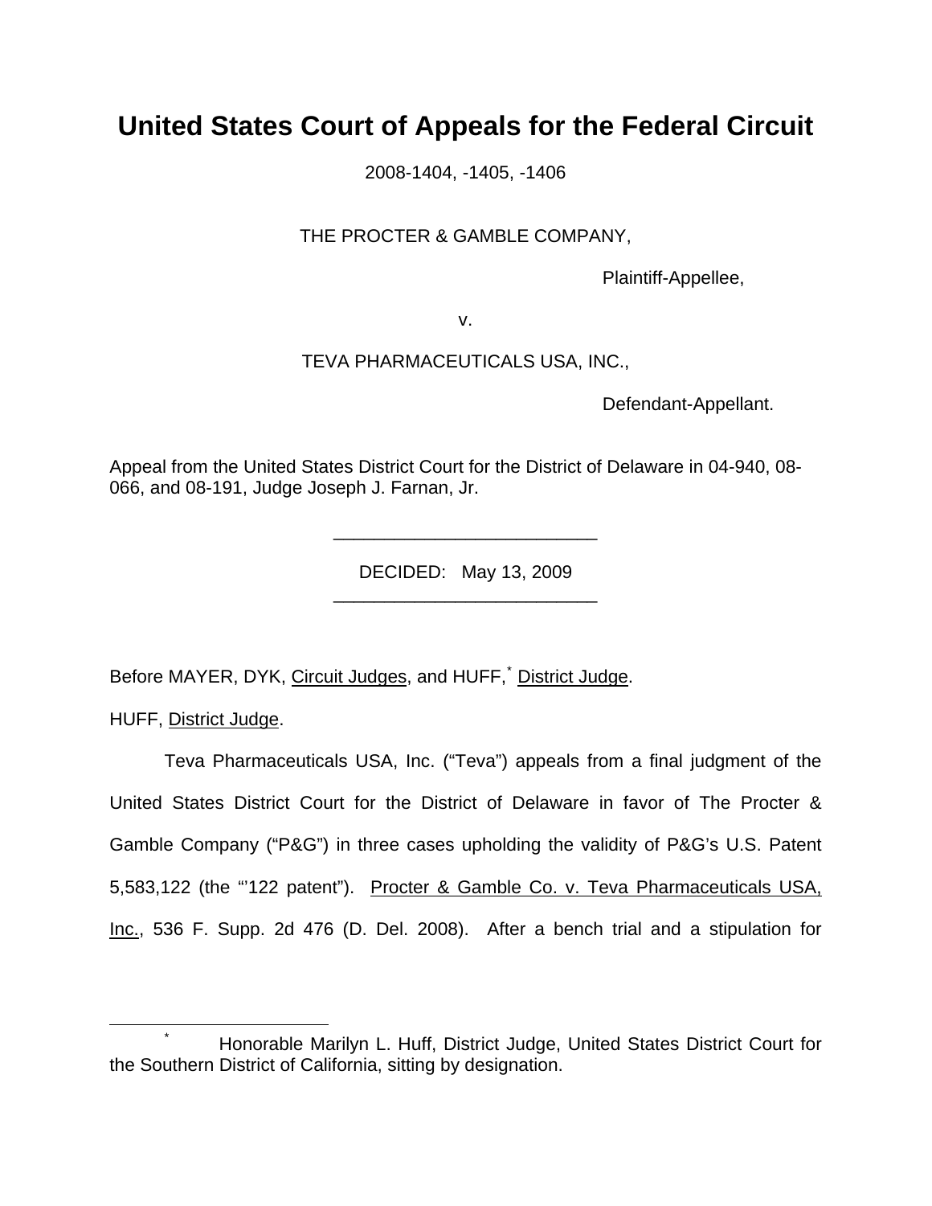# United States Court of Appeals for the Federal Circuit

2008-1404, -1405, -1406

THE PROCTER & GAMBLE COMPANY,

Plaintiff-Appellee,

v.

TEVA PHARMACEUTICALS USA, INC.,

Defendant-Appellant.

Appeal from the United States District Court for the District of Delaware in 04-940, 08-066, and 08-191, Judge Joseph J. Farnan, Jr.

---

DECIDED: May 13, 2009

---

Before MAYER, DYK, Circuit Judges, and HUFF,[*] District Judge.

HUFF, District Judge.

Teva Pharmaceuticals USA, Inc. ("Teva") appeals from a final judgment of the United States District Court for the District of Delaware in favor of The Procter & Gamble Company ("P&G") in three cases upholding the validity of P&G's U.S. Patent 5,583,122 (the "'122 patent"). Procter & Gamble Co. v. Teva Pharmaceuticals USA, Inc., 536 F. Supp. 2d 476 (D. Del. 2008). After a bench trial and a stipulation for

---

[*] Honorable Marilyn L. Huff, District Judge, United States District Court for the Southern District of California, sitting by designation.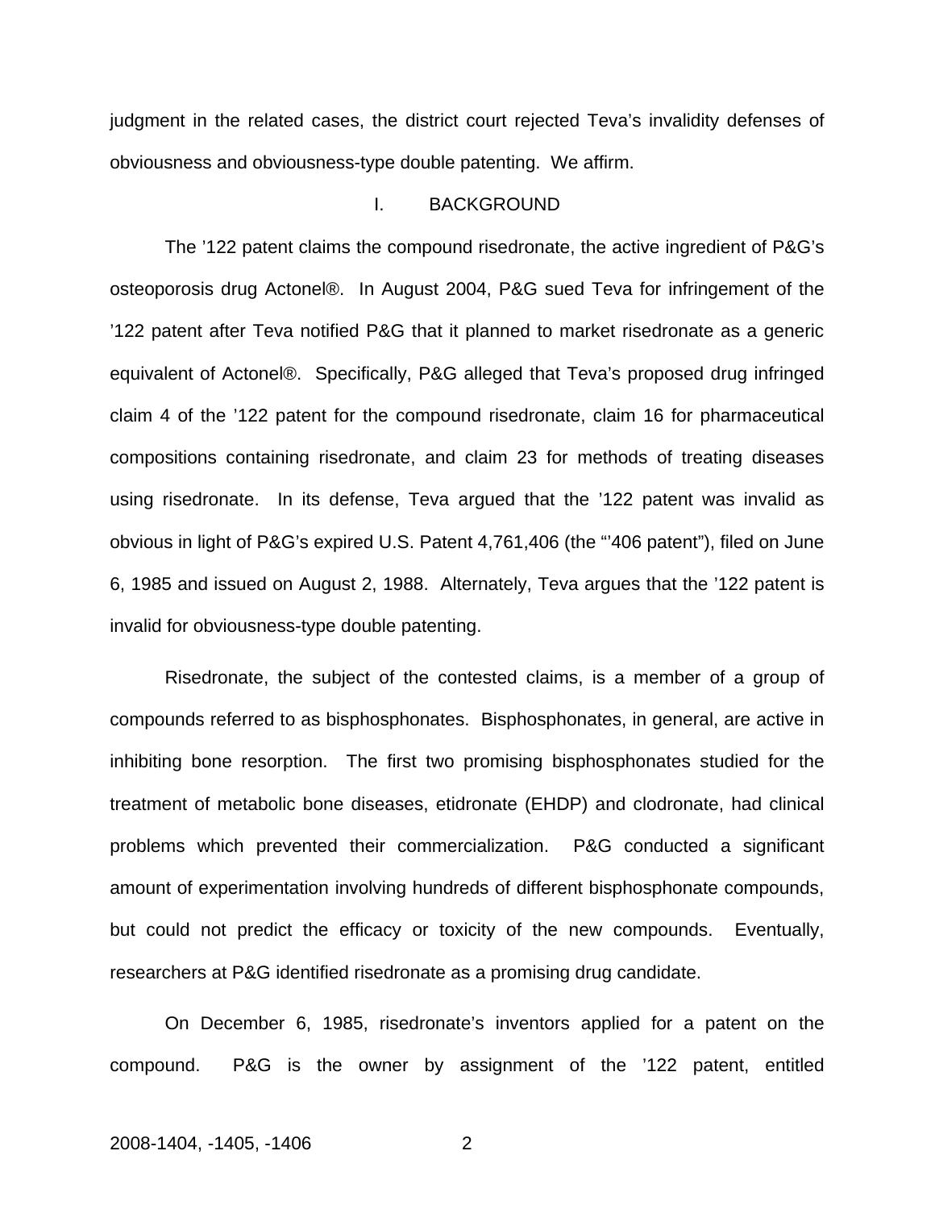judgment in the related cases, the district court rejected Teva's invalidity defenses of obviousness and obviousness-type double patenting. We affirm.

## I. BACKGROUND

The '122 patent claims the compound risedronate, the active ingredient of P&G's osteoporosis drug Actonel®. In August 2004, P&G sued Teva for infringement of the '122 patent after Teva notified P&G that it planned to market risedronate as a generic equivalent of Actonel®. Specifically, P&G alleged that Teva's proposed drug infringed claim 4 of the '122 patent for the compound risedronate, claim 16 for pharmaceutical compositions containing risedronate, and claim 23 for methods of treating diseases using risedronate. In its defense, Teva argued that the '122 patent was invalid as obvious in light of P&G's expired U.S. Patent 4,761,406 (the "'406 patent"), filed on June 6, 1985 and issued on August 2, 1988. Alternately, Teva argues that the '122 patent is invalid for obviousness-type double patenting.

Risedronate, the subject of the contested claims, is a member of a group of compounds referred to as bisphosphonates. Bisphosphonates, in general, are active in inhibiting bone resorption. The first two promising bisphosphonates studied for the treatment of metabolic bone diseases, etidronate (EHDP) and clodronate, had clinical problems which prevented their commercialization. P&G conducted a significant amount of experimentation involving hundreds of different bisphosphonate compounds, but could not predict the efficacy or toxicity of the new compounds. Eventually, researchers at P&G identified risedronate as a promising drug candidate.

On December 6, 1985, risedronate's inventors applied for a patent on the compound. P&G is the owner by assignment of the '122 patent, entitled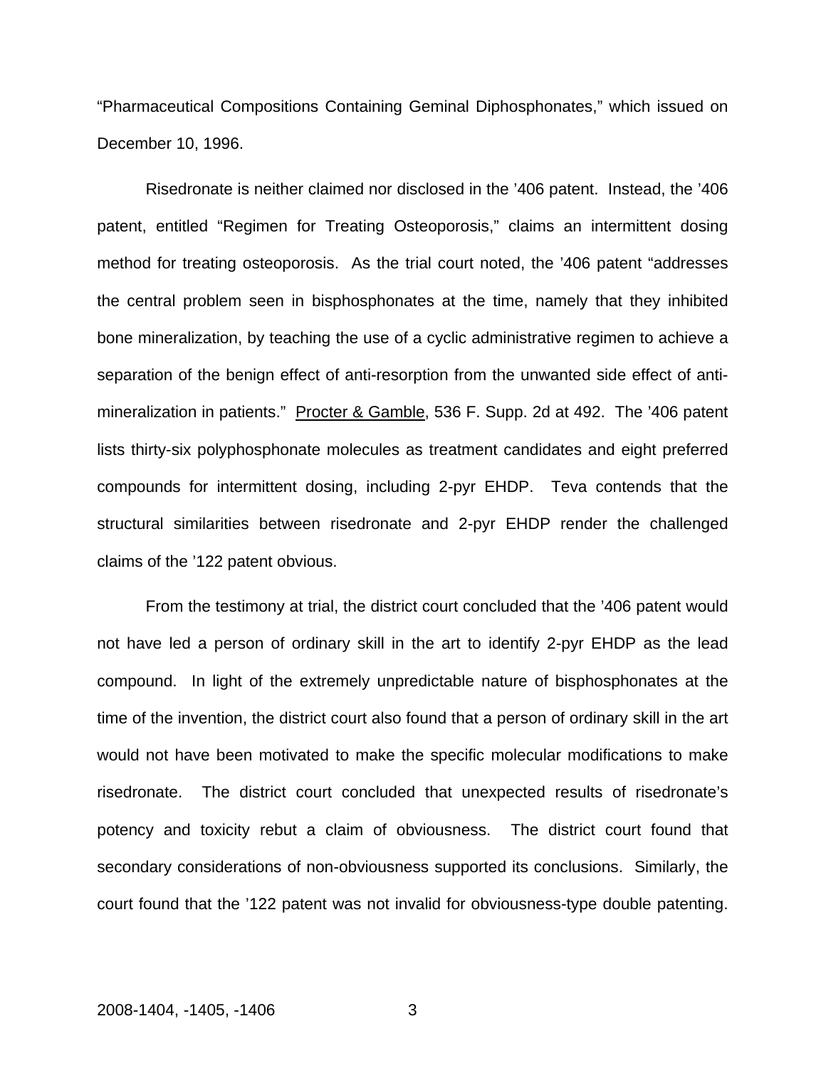"Pharmaceutical Compositions Containing Geminal Diphosphonates," which issued on December 10, 1996.

Risedronate is neither claimed nor disclosed in the '406 patent. Instead, the '406 patent, entitled "Regimen for Treating Osteoporosis," claims an intermittent dosing method for treating osteoporosis. As the trial court noted, the '406 patent "addresses the central problem seen in bisphosphonates at the time, namely that they inhibited bone mineralization, by teaching the use of a cyclic administrative regimen to achieve a separation of the benign effect of anti-resorption from the unwanted side effect of anti-mineralization in patients." Procter & Gamble, 536 F. Supp. 2d at 492. The '406 patent lists thirty-six polyphosphonate molecules as treatment candidates and eight preferred compounds for intermittent dosing, including 2-pyr EHDP. Teva contends that the structural similarities between risedronate and 2-pyr EHDP render the challenged claims of the '122 patent obvious.

From the testimony at trial, the district court concluded that the '406 patent would not have led a person of ordinary skill in the art to identify 2-pyr EHDP as the lead compound. In light of the extremely unpredictable nature of bisphosphonates at the time of the invention, the district court also found that a person of ordinary skill in the art would not have been motivated to make the specific molecular modifications to make risedronate. The district court concluded that unexpected results of risedronate's potency and toxicity rebut a claim of obviousness. The district court found that secondary considerations of non-obviousness supported its conclusions. Similarly, the court found that the '122 patent was not invalid for obviousness-type double patenting.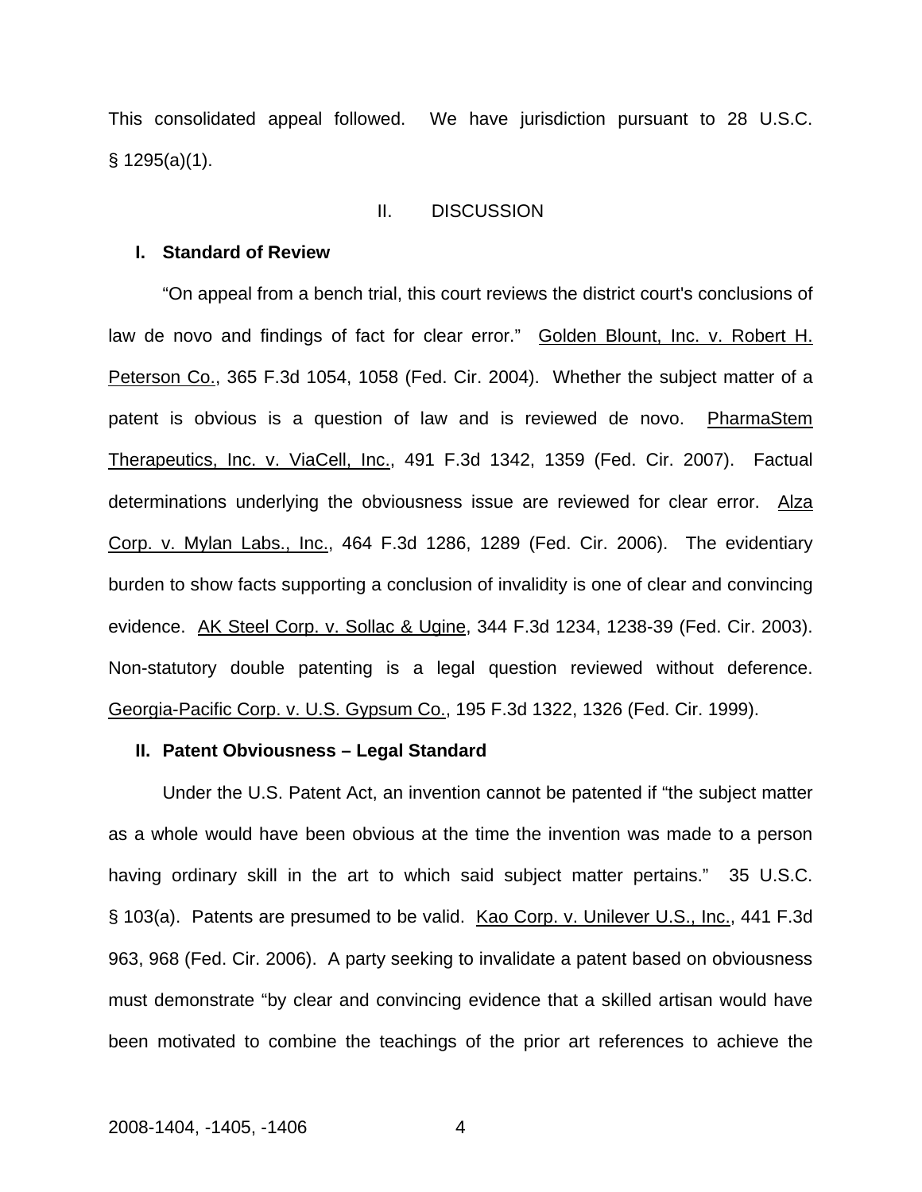This consolidated appeal followed. We have jurisdiction pursuant to 28 U.S.C. § 1295(a)(1).

## II. DISCUSSION

### I. Standard of Review

"On appeal from a bench trial, this court reviews the district court's conclusions of law de novo and findings of fact for clear error." Golden Blount, Inc. v. Robert H. Peterson Co., 365 F.3d 1054, 1058 (Fed. Cir. 2004). Whether the subject matter of a patent is obvious is a question of law and is reviewed de novo. PharmaStem Therapeutics, Inc. v. ViaCell, Inc., 491 F.3d 1342, 1359 (Fed. Cir. 2007). Factual determinations underlying the obviousness issue are reviewed for clear error. Alza Corp. v. Mylan Labs., Inc., 464 F.3d 1286, 1289 (Fed. Cir. 2006). The evidentiary burden to show facts supporting a conclusion of invalidity is one of clear and convincing evidence. AK Steel Corp. v. Sollac & Ugine, 344 F.3d 1234, 1238-39 (Fed. Cir. 2003). Non-statutory double patenting is a legal question reviewed without deference. Georgia-Pacific Corp. v. U.S. Gypsum Co., 195 F.3d 1322, 1326 (Fed. Cir. 1999).

### II. Patent Obviousness – Legal Standard

Under the U.S. Patent Act, an invention cannot be patented if "the subject matter as a whole would have been obvious at the time the invention was made to a person having ordinary skill in the art to which said subject matter pertains." 35 U.S.C. § 103(a). Patents are presumed to be valid. Kao Corp. v. Unilever U.S., Inc., 441 F.3d 963, 968 (Fed. Cir. 2006). A party seeking to invalidate a patent based on obviousness must demonstrate "by clear and convincing evidence that a skilled artisan would have been motivated to combine the teachings of the prior art references to achieve the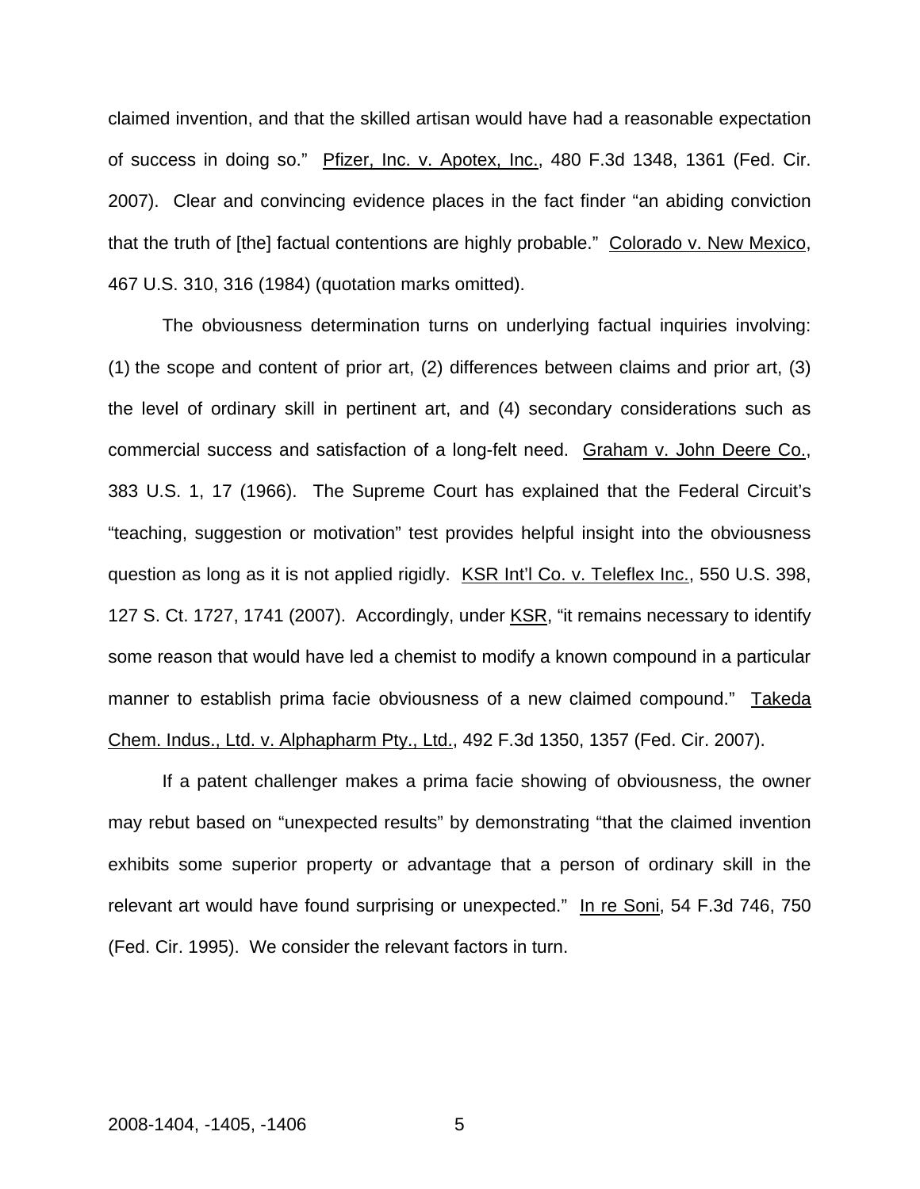claimed invention, and that the skilled artisan would have had a reasonable expectation of success in doing so." Pfizer, Inc. v. Apotex, Inc., 480 F.3d 1348, 1361 (Fed. Cir. 2007). Clear and convincing evidence places in the fact finder "an abiding conviction that the truth of [the] factual contentions are highly probable." Colorado v. New Mexico, 467 U.S. 310, 316 (1984) (quotation marks omitted).

The obviousness determination turns on underlying factual inquiries involving: (1) the scope and content of prior art, (2) differences between claims and prior art, (3) the level of ordinary skill in pertinent art, and (4) secondary considerations such as commercial success and satisfaction of a long-felt need. Graham v. John Deere Co., 383 U.S. 1, 17 (1966). The Supreme Court has explained that the Federal Circuit's "teaching, suggestion or motivation" test provides helpful insight into the obviousness question as long as it is not applied rigidly. KSR Int'l Co. v. Teleflex Inc., 550 U.S. 398, 127 S. Ct. 1727, 1741 (2007). Accordingly, under KSR, "it remains necessary to identify some reason that would have led a chemist to modify a known compound in a particular manner to establish prima facie obviousness of a new claimed compound." Takeda Chem. Indus., Ltd. v. Alphapharm Pty., Ltd., 492 F.3d 1350, 1357 (Fed. Cir. 2007).

If a patent challenger makes a prima facie showing of obviousness, the owner may rebut based on "unexpected results" by demonstrating "that the claimed invention exhibits some superior property or advantage that a person of ordinary skill in the relevant art would have found surprising or unexpected." In re Soni, 54 F.3d 746, 750 (Fed. Cir. 1995). We consider the relevant factors in turn.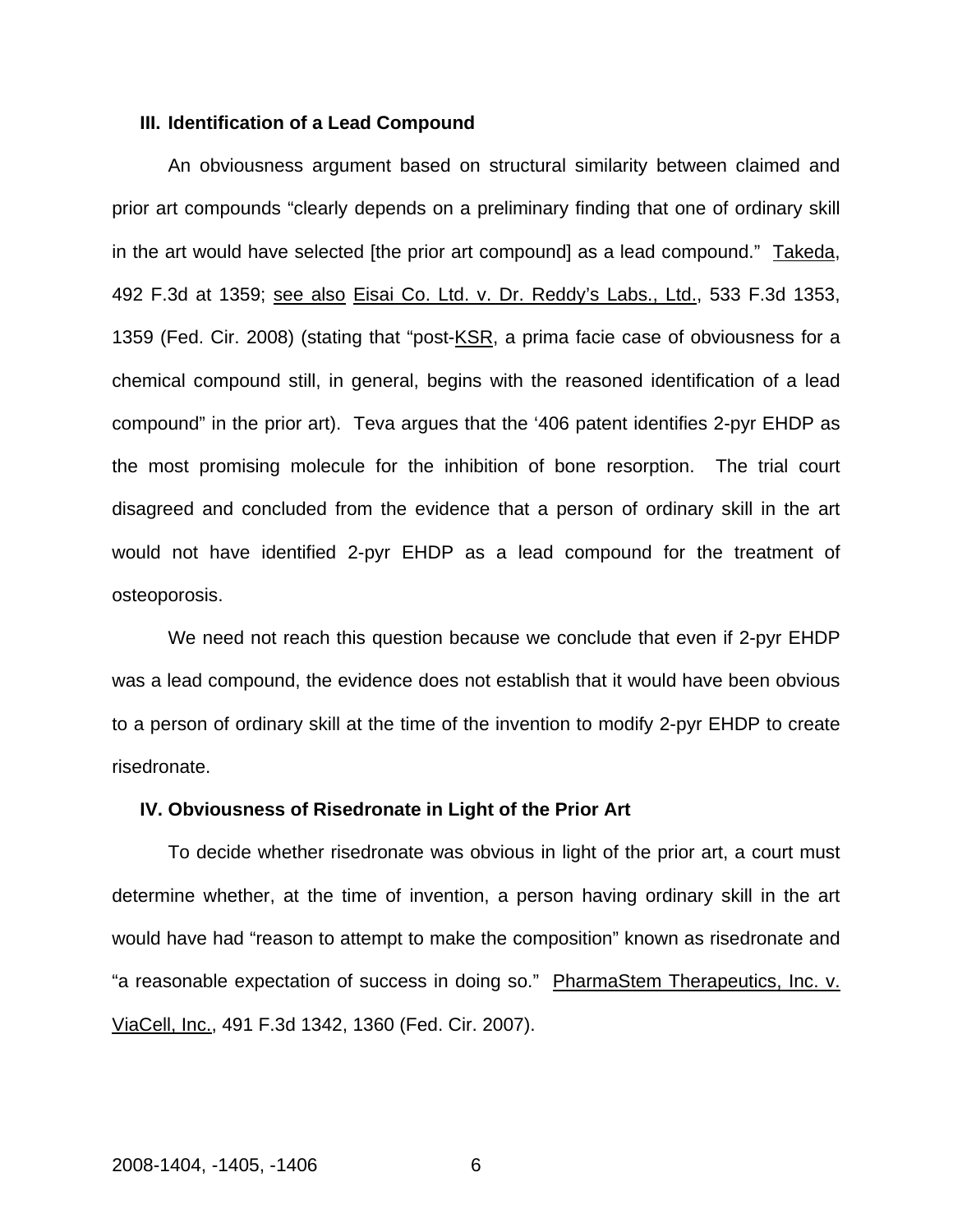### III. Identification of a Lead Compound

An obviousness argument based on structural similarity between claimed and prior art compounds "clearly depends on a preliminary finding that one of ordinary skill in the art would have selected [the prior art compound] as a lead compound." Takeda, 492 F.3d at 1359; see also Eisai Co. Ltd. v. Dr. Reddy's Labs., Ltd., 533 F.3d 1353, 1359 (Fed. Cir. 2008) (stating that "post-KSR, a prima facie case of obviousness for a chemical compound still, in general, begins with the reasoned identification of a lead compound" in the prior art). Teva argues that the '406 patent identifies 2-pyr EHDP as the most promising molecule for the inhibition of bone resorption. The trial court disagreed and concluded from the evidence that a person of ordinary skill in the art would not have identified 2-pyr EHDP as a lead compound for the treatment of osteoporosis.

We need not reach this question because we conclude that even if 2-pyr EHDP was a lead compound, the evidence does not establish that it would have been obvious to a person of ordinary skill at the time of the invention to modify 2-pyr EHDP to create risedronate.

### IV. Obviousness of Risedronate in Light of the Prior Art

To decide whether risedronate was obvious in light of the prior art, a court must determine whether, at the time of invention, a person having ordinary skill in the art would have had "reason to attempt to make the composition" known as risedronate and "a reasonable expectation of success in doing so." PharmaStem Therapeutics, Inc. v. ViaCell, Inc., 491 F.3d 1342, 1360 (Fed. Cir. 2007).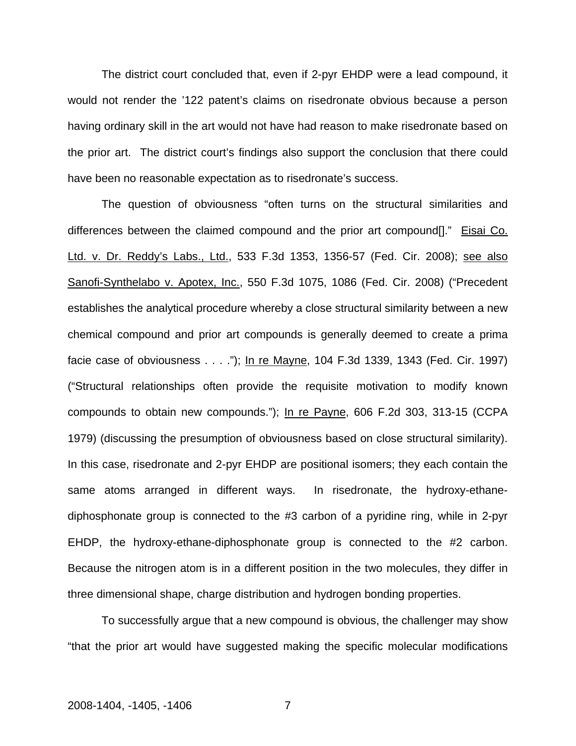The district court concluded that, even if 2-pyr EHDP were a lead compound, it would not render the '122 patent's claims on risedronate obvious because a person having ordinary skill in the art would not have had reason to make risedronate based on the prior art. The district court's findings also support the conclusion that there could have been no reasonable expectation as to risedronate's success.

The question of obviousness "often turns on the structural similarities and differences between the claimed compound and the prior art compound[]." Eisai Co. Ltd. v. Dr. Reddy's Labs., Ltd., 533 F.3d 1353, 1356-57 (Fed. Cir. 2008); see also Sanofi-Synthelabo v. Apotex, Inc., 550 F.3d 1075, 1086 (Fed. Cir. 2008) ("Precedent establishes the analytical procedure whereby a close structural similarity between a new chemical compound and prior art compounds is generally deemed to create a prima facie case of obviousness . . . ."); In re Mayne, 104 F.3d 1339, 1343 (Fed. Cir. 1997) ("Structural relationships often provide the requisite motivation to modify known compounds to obtain new compounds."); In re Payne, 606 F.2d 303, 313-15 (CCPA 1979) (discussing the presumption of obviousness based on close structural similarity). In this case, risedronate and 2-pyr EHDP are positional isomers; they each contain the same atoms arranged in different ways. In risedronate, the hydroxy-ethane-diphosphonate group is connected to the #3 carbon of a pyridine ring, while in 2-pyr EHDP, the hydroxy-ethane-diphosphonate group is connected to the #2 carbon. Because the nitrogen atom is in a different position in the two molecules, they differ in three dimensional shape, charge distribution and hydrogen bonding properties.

To successfully argue that a new compound is obvious, the challenger may show "that the prior art would have suggested making the specific molecular modifications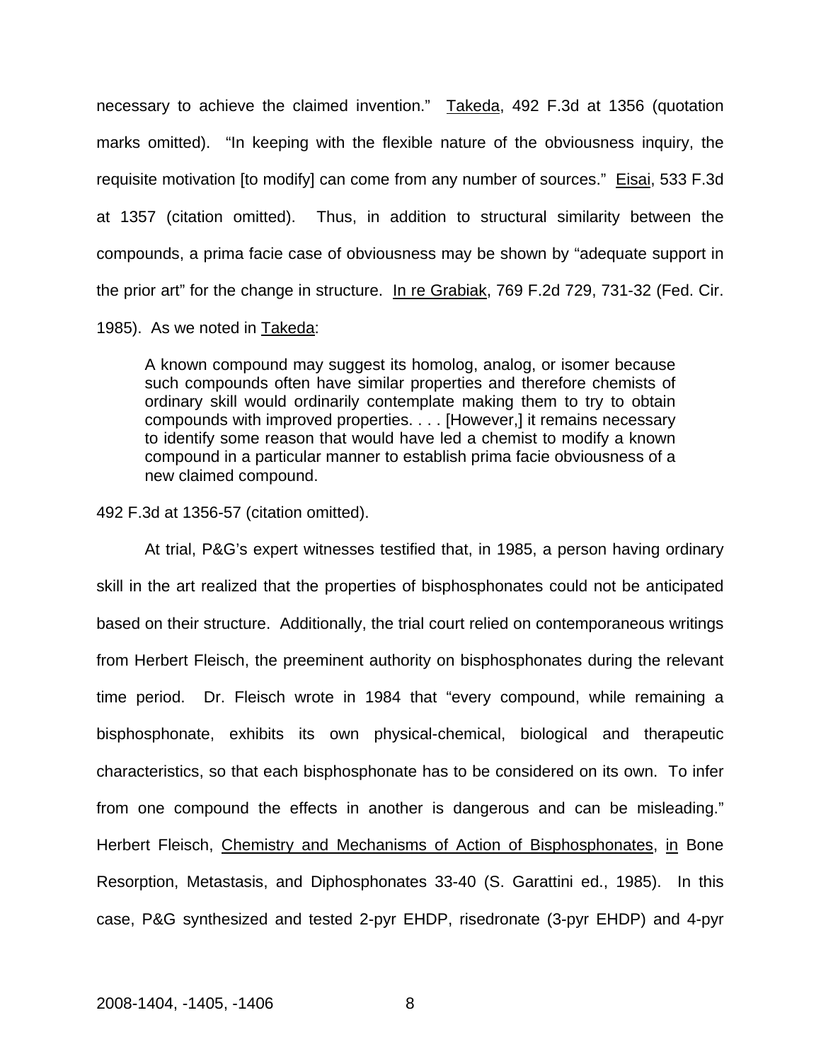necessary to achieve the claimed invention." Takeda, 492 F.3d at 1356 (quotation marks omitted). "In keeping with the flexible nature of the obviousness inquiry, the requisite motivation [to modify] can come from any number of sources." Eisai, 533 F.3d at 1357 (citation omitted). Thus, in addition to structural similarity between the compounds, a prima facie case of obviousness may be shown by "adequate support in the prior art" for the change in structure. In re Grabiak, 769 F.2d 729, 731-32 (Fed. Cir. 1985). As we noted in Takeda:

> A known compound may suggest its homolog, analog, or isomer because such compounds often have similar properties and therefore chemists of ordinary skill would ordinarily contemplate making them to try to obtain compounds with improved properties. . . . [However,] it remains necessary to identify some reason that would have led a chemist to modify a known compound in a particular manner to establish prima facie obviousness of a new claimed compound.

492 F.3d at 1356-57 (citation omitted).

At trial, P&G's expert witnesses testified that, in 1985, a person having ordinary skill in the art realized that the properties of bisphosphonates could not be anticipated based on their structure. Additionally, the trial court relied on contemporaneous writings from Herbert Fleisch, the preeminent authority on bisphosphonates during the relevant time period. Dr. Fleisch wrote in 1984 that "every compound, while remaining a bisphosphonate, exhibits its own physical-chemical, biological and therapeutic characteristics, so that each bisphosphonate has to be considered on its own. To infer from one compound the effects in another is dangerous and can be misleading." Herbert Fleisch, Chemistry and Mechanisms of Action of Bisphosphonates, in Bone Resorption, Metastasis, and Diphosphonates 33-40 (S. Garattini ed., 1985). In this case, P&G synthesized and tested 2-pyr EHDP, risedronate (3-pyr EHDP) and 4-pyr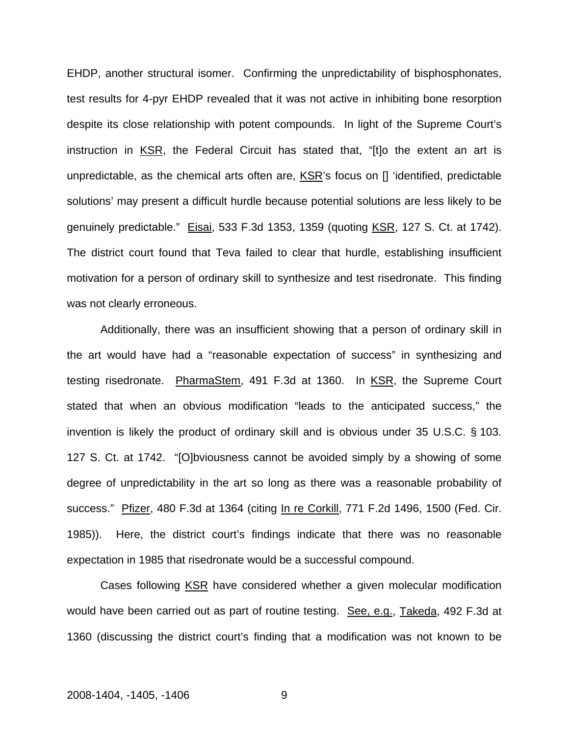EHDP, another structural isomer. Confirming the unpredictability of bisphosphonates, test results for 4-pyr EHDP revealed that it was not active in inhibiting bone resorption despite its close relationship with potent compounds. In light of the Supreme Court's instruction in KSR, the Federal Circuit has stated that, "[t]o the extent an art is unpredictable, as the chemical arts often are, KSR's focus on [] 'identified, predictable solutions' may present a difficult hurdle because potential solutions are less likely to be genuinely predictable." Eisai, 533 F.3d 1353, 1359 (quoting KSR, 127 S. Ct. at 1742). The district court found that Teva failed to clear that hurdle, establishing insufficient motivation for a person of ordinary skill to synthesize and test risedronate. This finding was not clearly erroneous.

Additionally, there was an insufficient showing that a person of ordinary skill in the art would have had a "reasonable expectation of success" in synthesizing and testing risedronate. PharmaStem, 491 F.3d at 1360. In KSR, the Supreme Court stated that when an obvious modification "leads to the anticipated success," the invention is likely the product of ordinary skill and is obvious under 35 U.S.C. § 103. 127 S. Ct. at 1742. "[O]bviousness cannot be avoided simply by a showing of some degree of unpredictability in the art so long as there was a reasonable probability of success." Pfizer, 480 F.3d at 1364 (citing In re Corkill, 771 F.2d 1496, 1500 (Fed. Cir. 1985)). Here, the district court's findings indicate that there was no reasonable expectation in 1985 that risedronate would be a successful compound.

Cases following KSR have considered whether a given molecular modification would have been carried out as part of routine testing. See, e.g., Takeda, 492 F.3d at 1360 (discussing the district court's finding that a modification was not known to be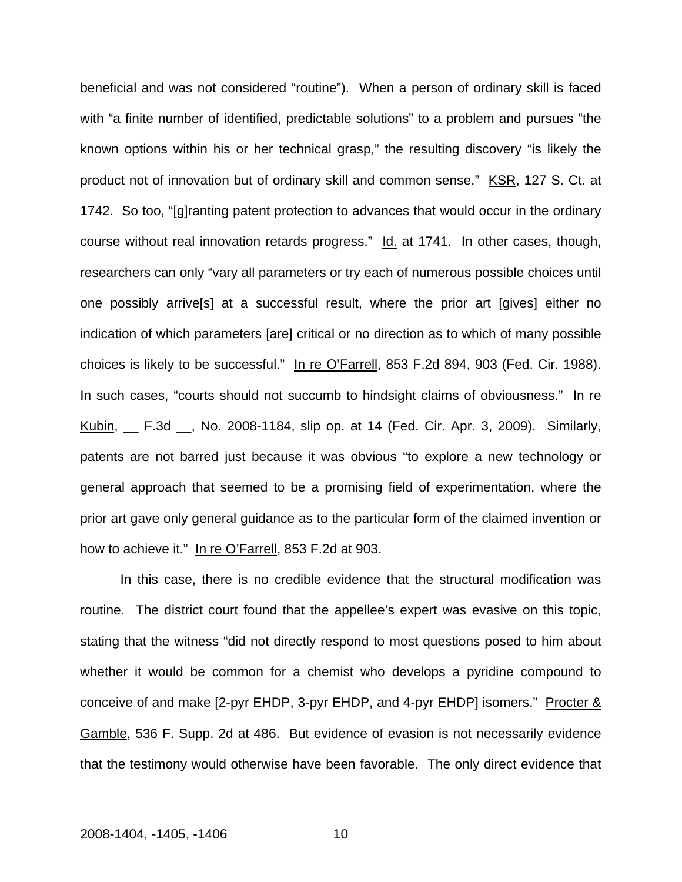beneficial and was not considered "routine"). When a person of ordinary skill is faced with "a finite number of identified, predictable solutions" to a problem and pursues "the known options within his or her technical grasp," the resulting discovery "is likely the product not of innovation but of ordinary skill and common sense." KSR, 127 S. Ct. at 1742. So too, "[g]ranting patent protection to advances that would occur in the ordinary course without real innovation retards progress." Id. at 1741. In other cases, though, researchers can only "vary all parameters or try each of numerous possible choices until one possibly arrive[s] at a successful result, where the prior art [gives] either no indication of which parameters [are] critical or no direction as to which of many possible choices is likely to be successful." In re O'Farrell, 853 F.2d 894, 903 (Fed. Cir. 1988). In such cases, "courts should not succumb to hindsight claims of obviousness." In re Kubin, __ F.3d __, No. 2008-1184, slip op. at 14 (Fed. Cir. Apr. 3, 2009). Similarly, patents are not barred just because it was obvious "to explore a new technology or general approach that seemed to be a promising field of experimentation, where the prior art gave only general guidance as to the particular form of the claimed invention or how to achieve it." In re O'Farrell, 853 F.2d at 903.

In this case, there is no credible evidence that the structural modification was routine. The district court found that the appellee's expert was evasive on this topic, stating that the witness "did not directly respond to most questions posed to him about whether it would be common for a chemist who develops a pyridine compound to conceive of and make [2-pyr EHDP, 3-pyr EHDP, and 4-pyr EHDP] isomers." Procter & Gamble, 536 F. Supp. 2d at 486. But evidence of evasion is not necessarily evidence that the testimony would otherwise have been favorable. The only direct evidence that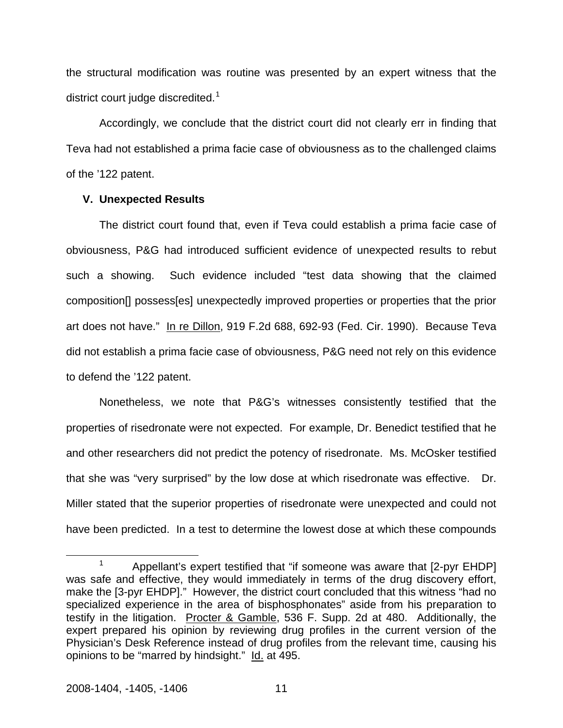the structural modification was routine was presented by an expert witness that the district court judge discredited.[1]

Accordingly, we conclude that the district court did not clearly err in finding that Teva had not established a prima facie case of obviousness as to the challenged claims of the '122 patent.

### V. Unexpected Results

The district court found that, even if Teva could establish a prima facie case of obviousness, P&G had introduced sufficient evidence of unexpected results to rebut such a showing. Such evidence included "test data showing that the claimed composition[] possess[es] unexpectedly improved properties or properties that the prior art does not have." In re Dillon, 919 F.2d 688, 692-93 (Fed. Cir. 1990). Because Teva did not establish a prima facie case of obviousness, P&G need not rely on this evidence to defend the '122 patent.

Nonetheless, we note that P&G's witnesses consistently testified that the properties of risedronate were not expected. For example, Dr. Benedict testified that he and other researchers did not predict the potency of risedronate. Ms. McOsker testified that she was "very surprised" by the low dose at which risedronate was effective. Dr. Miller stated that the superior properties of risedronate were unexpected and could not have been predicted. In a test to determine the lowest dose at which these compounds

---

[1] Appellant's expert testified that "if someone was aware that [2-pyr EHDP] was safe and effective, they would immediately in terms of the drug discovery effort, make the [3-pyr EHDP]." However, the district court concluded that this witness "had no specialized experience in the area of bisphosphonates" aside from his preparation to testify in the litigation. Procter & Gamble, 536 F. Supp. 2d at 480. Additionally, the expert prepared his opinion by reviewing drug profiles in the current version of the Physician's Desk Reference instead of drug profiles from the relevant time, causing his opinions to be "marred by hindsight." Id. at 495.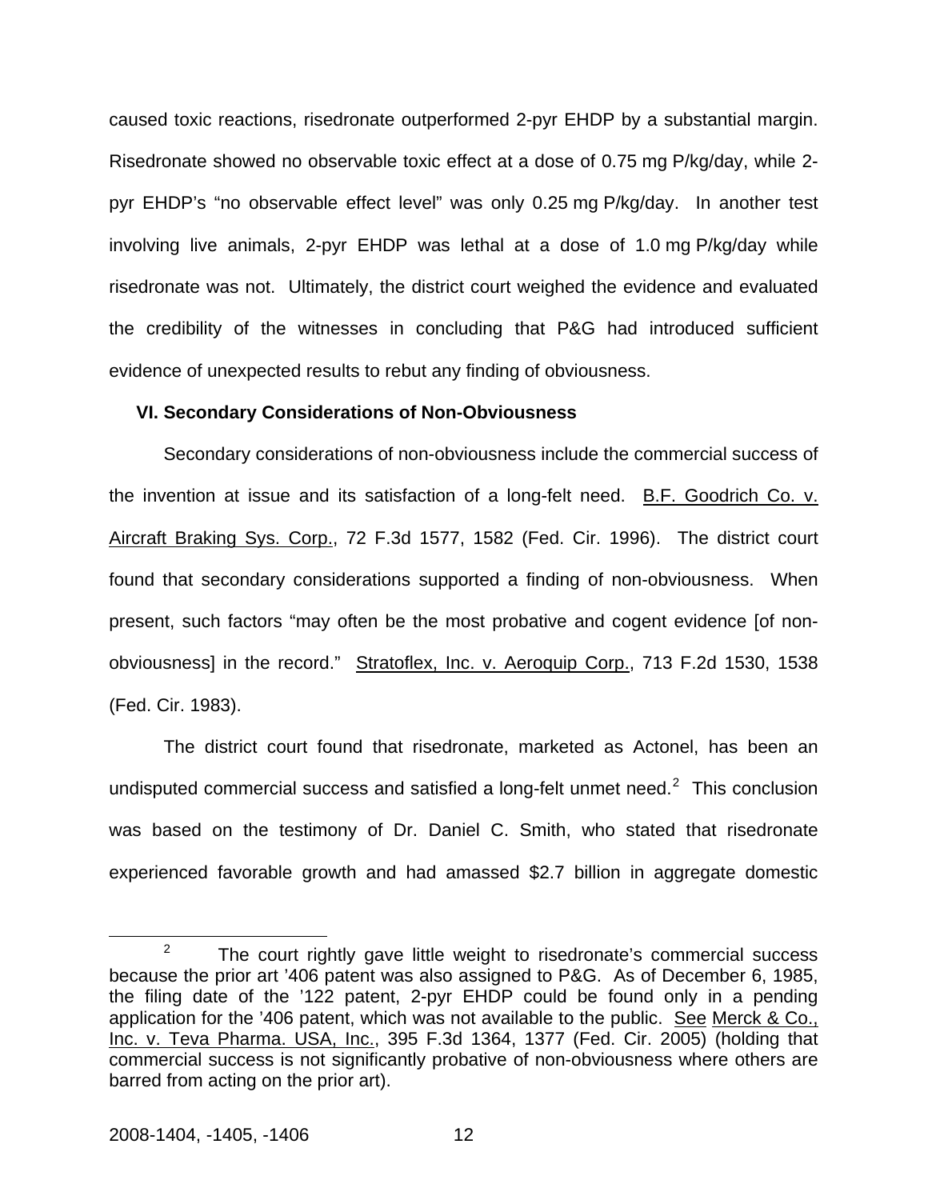caused toxic reactions, risedronate outperformed 2-pyr EHDP by a substantial margin. Risedronate showed no observable toxic effect at a dose of 0.75 mg P/kg/day, while 2-pyr EHDP's "no observable effect level" was only 0.25 mg P/kg/day. In another test involving live animals, 2-pyr EHDP was lethal at a dose of 1.0 mg P/kg/day while risedronate was not. Ultimately, the district court weighed the evidence and evaluated the credibility of the witnesses in concluding that P&G had introduced sufficient evidence of unexpected results to rebut any finding of obviousness.

**VI. Secondary Considerations of Non-Obviousness**

Secondary considerations of non-obviousness include the commercial success of the invention at issue and its satisfaction of a long-felt need. B.F. Goodrich Co. v. Aircraft Braking Sys. Corp., 72 F.3d 1577, 1582 (Fed. Cir. 1996). The district court found that secondary considerations supported a finding of non-obviousness. When present, such factors "may often be the most probative and cogent evidence [of non-obviousness] in the record." Stratoflex, Inc. v. Aeroquip Corp., 713 F.2d 1530, 1538 (Fed. Cir. 1983).

The district court found that risedronate, marketed as Actonel, has been an undisputed commercial success and satisfied a long-felt unmet need.[2] This conclusion was based on the testimony of Dr. Daniel C. Smith, who stated that risedronate experienced favorable growth and had amassed \$2.7 billion in aggregate domestic

---

[2] The court rightly gave little weight to risedronate's commercial success because the prior art '406 patent was also assigned to P&G. As of December 6, 1985, the filing date of the '122 patent, 2-pyr EHDP could be found only in a pending application for the '406 patent, which was not available to the public. See Merck & Co., Inc. v. Teva Pharma. USA, Inc., 395 F.3d 1364, 1377 (Fed. Cir. 2005) (holding that commercial success is not significantly probative of non-obviousness where others are barred from acting on the prior art).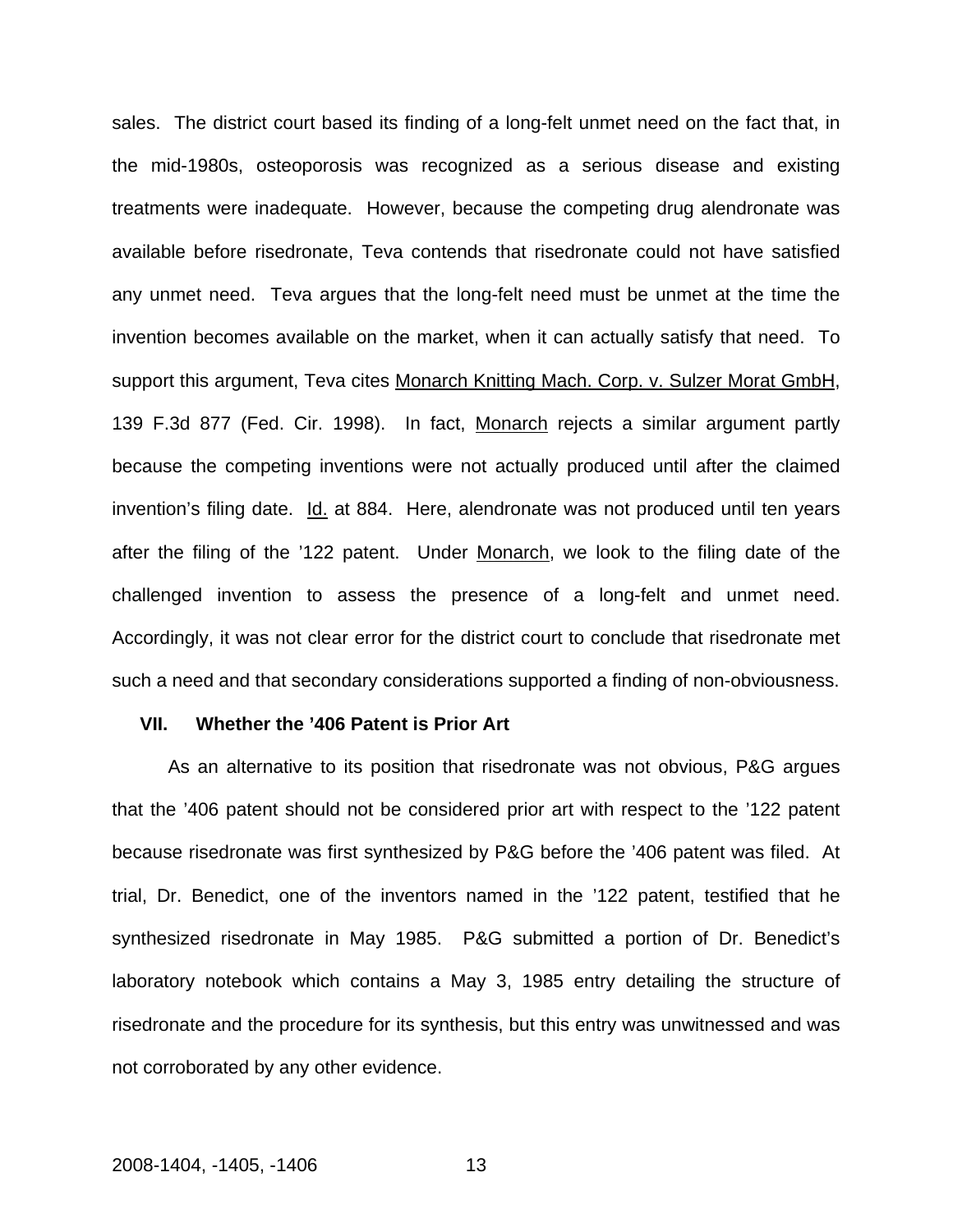sales. The district court based its finding of a long-felt unmet need on the fact that, in the mid-1980s, osteoporosis was recognized as a serious disease and existing treatments were inadequate. However, because the competing drug alendronate was available before risedronate, Teva contends that risedronate could not have satisfied any unmet need. Teva argues that the long-felt need must be unmet at the time the invention becomes available on the market, when it can actually satisfy that need. To support this argument, Teva cites Monarch Knitting Mach. Corp. v. Sulzer Morat GmbH, 139 F.3d 877 (Fed. Cir. 1998). In fact, Monarch rejects a similar argument partly because the competing inventions were not actually produced until after the claimed invention's filing date. Id. at 884. Here, alendronate was not produced until ten years after the filing of the '122 patent. Under Monarch, we look to the filing date of the challenged invention to assess the presence of a long-felt and unmet need. Accordingly, it was not clear error for the district court to conclude that risedronate met such a need and that secondary considerations supported a finding of non-obviousness.

### VII. Whether the '406 Patent is Prior Art

As an alternative to its position that risedronate was not obvious, P&G argues that the '406 patent should not be considered prior art with respect to the '122 patent because risedronate was first synthesized by P&G before the '406 patent was filed. At trial, Dr. Benedict, one of the inventors named in the '122 patent, testified that he synthesized risedronate in May 1985. P&G submitted a portion of Dr. Benedict's laboratory notebook which contains a May 3, 1985 entry detailing the structure of risedronate and the procedure for its synthesis, but this entry was unwitnessed and was not corroborated by any other evidence.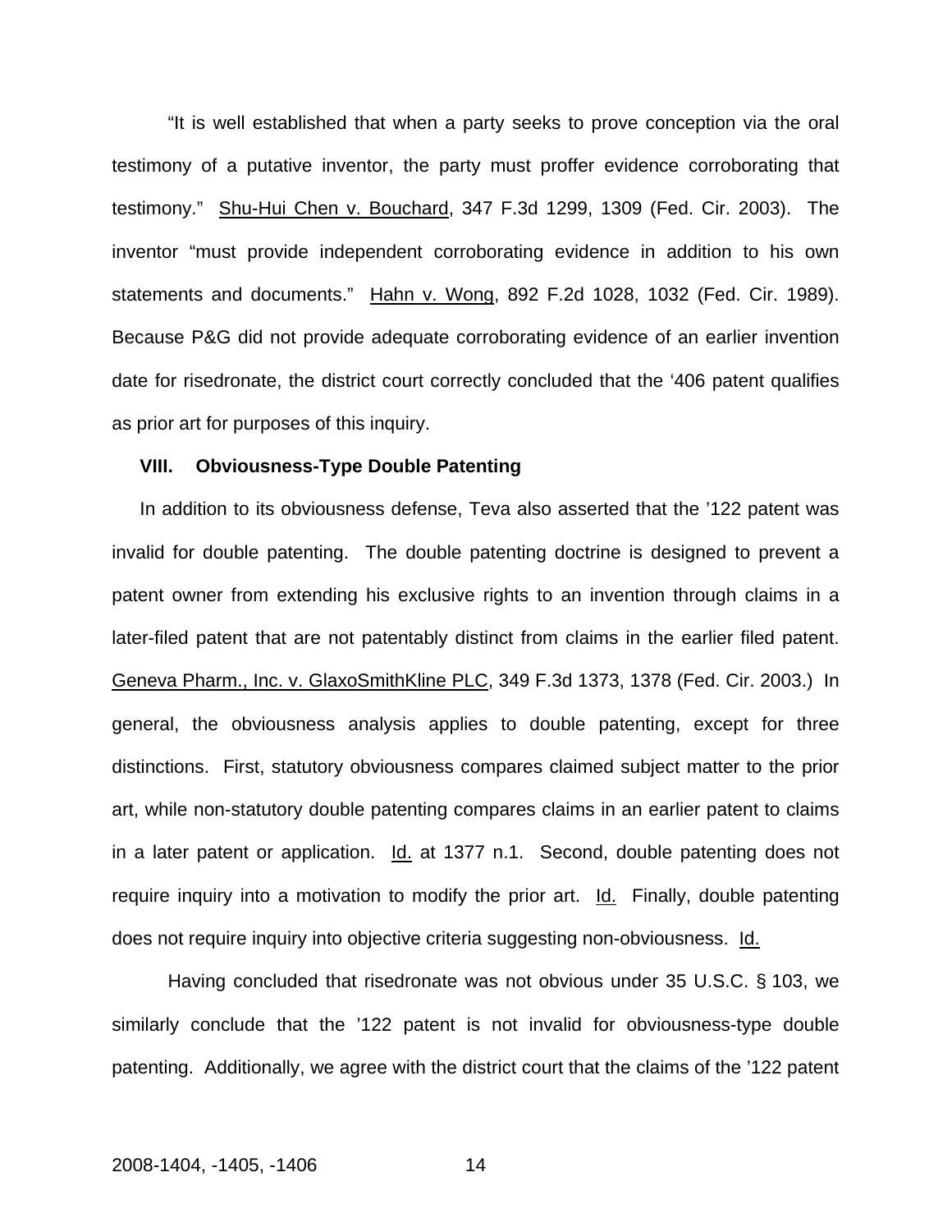"It is well established that when a party seeks to prove conception via the oral testimony of a putative inventor, the party must proffer evidence corroborating that testimony." Shu-Hui Chen v. Bouchard, 347 F.3d 1299, 1309 (Fed. Cir. 2003). The inventor "must provide independent corroborating evidence in addition to his own statements and documents." Hahn v. Wong, 892 F.2d 1028, 1032 (Fed. Cir. 1989). Because P&G did not provide adequate corroborating evidence of an earlier invention date for risedronate, the district court correctly concluded that the '406 patent qualifies as prior art for purposes of this inquiry.

### VIII. Obviousness-Type Double Patenting

In addition to its obviousness defense, Teva also asserted that the '122 patent was invalid for double patenting. The double patenting doctrine is designed to prevent a patent owner from extending his exclusive rights to an invention through claims in a later-filed patent that are not patentably distinct from claims in the earlier filed patent. Geneva Pharm., Inc. v. GlaxoSmithKline PLC, 349 F.3d 1373, 1378 (Fed. Cir. 2003.) In general, the obviousness analysis applies to double patenting, except for three distinctions. First, statutory obviousness compares claimed subject matter to the prior art, while non-statutory double patenting compares claims in an earlier patent to claims in a later patent or application. Id. at 1377 n.1. Second, double patenting does not require inquiry into a motivation to modify the prior art. Id. Finally, double patenting does not require inquiry into objective criteria suggesting non-obviousness. Id.

Having concluded that risedronate was not obvious under 35 U.S.C. § 103, we similarly conclude that the '122 patent is not invalid for obviousness-type double patenting. Additionally, we agree with the district court that the claims of the '122 patent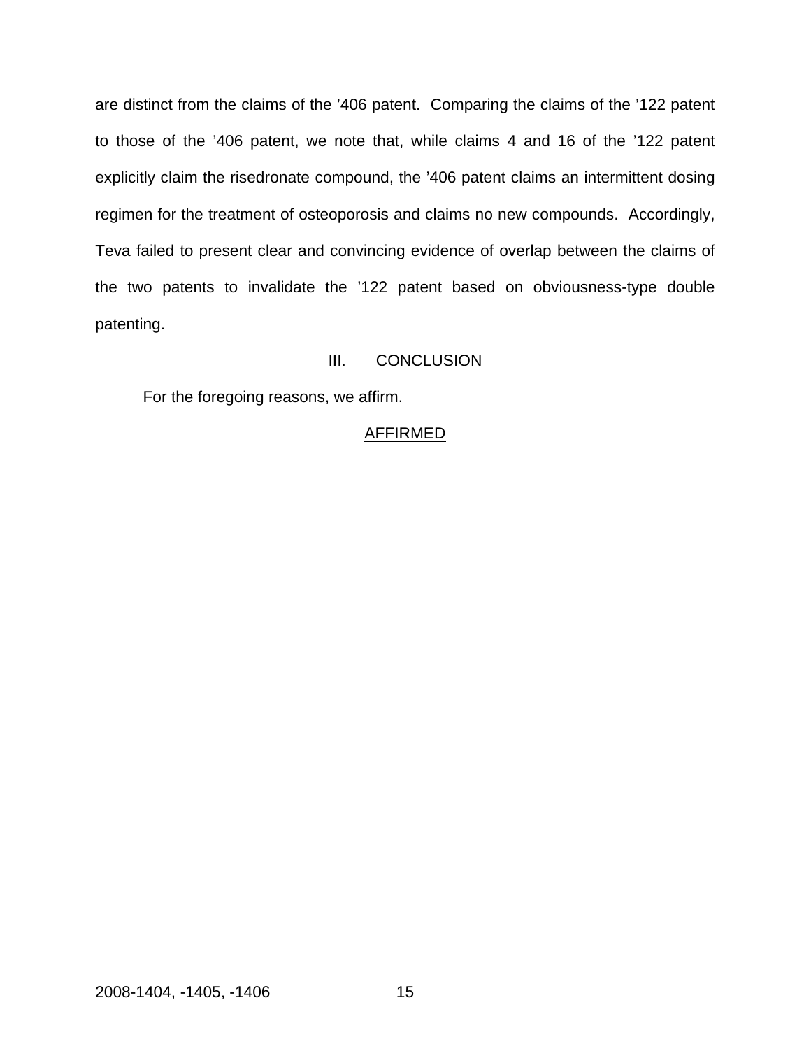are distinct from the claims of the ’406 patent. Comparing the claims of the ’122 patent to those of the ’406 patent, we note that, while claims 4 and 16 of the ’122 patent explicitly claim the risedronate compound, the ’406 patent claims an intermittent dosing regimen for the treatment of osteoporosis and claims no new compounds. Accordingly, Teva failed to present clear and convincing evidence of overlap between the claims of the two patents to invalidate the ’122 patent based on obviousness-type double patenting.

## III. CONCLUSION

For the foregoing reasons, we affirm.

AFFIRMED